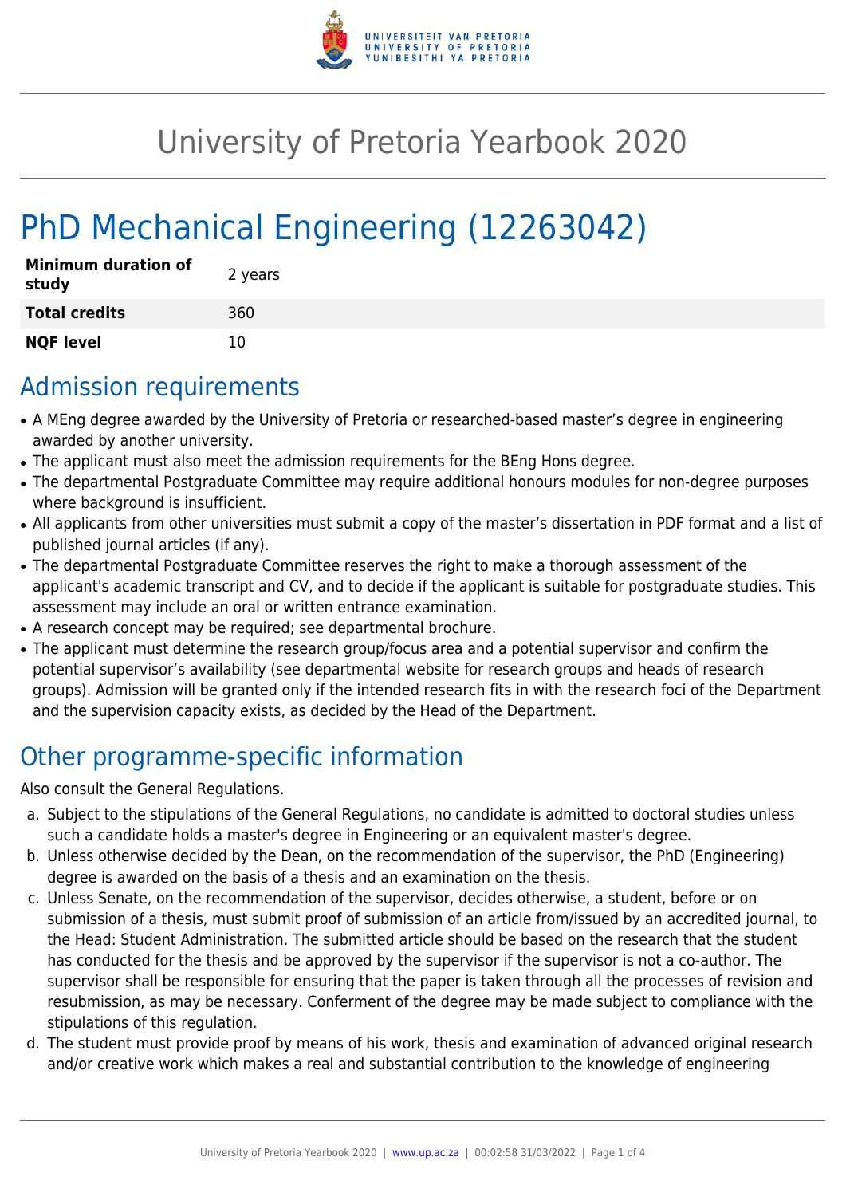# University of Pretoria Yearbook 2020

# PhD Mechanical Engineering (12263042)

| | |
|---|---|
| **Minimum duration of study** | 2 years |
| **Total credits** | 360 |
| **NQF level** | 10 |

## Admission requirements

- A MEng degree awarded by the University of Pretoria or researched-based master's degree in engineering awarded by another university.
- The applicant must also meet the admission requirements for the BEng Hons degree.
- The departmental Postgraduate Committee may require additional honours modules for non-degree purposes where background is insufficient.
- All applicants from other universities must submit a copy of the master's dissertation in PDF format and a list of published journal articles (if any).
- The departmental Postgraduate Committee reserves the right to make a thorough assessment of the applicant's academic transcript and CV, and to decide if the applicant is suitable for postgraduate studies. This assessment may include an oral or written entrance examination.
- A research concept may be required; see departmental brochure.
- The applicant must determine the research group/focus area and a potential supervisor and confirm the potential supervisor's availability (see departmental website for research groups and heads of research groups). Admission will be granted only if the intended research fits in with the research foci of the Department and the supervision capacity exists, as decided by the Head of the Department.

## Other programme-specific information

Also consult the General Regulations.

a. Subject to the stipulations of the General Regulations, no candidate is admitted to doctoral studies unless such a candidate holds a master's degree in Engineering or an equivalent master's degree.
b. Unless otherwise decided by the Dean, on the recommendation of the supervisor, the PhD (Engineering) degree is awarded on the basis of a thesis and an examination on the thesis.
c. Unless Senate, on the recommendation of the supervisor, decides otherwise, a student, before or on submission of a thesis, must submit proof of submission of an article from/issued by an accredited journal, to the Head: Student Administration. The submitted article should be based on the research that the student has conducted for the thesis and be approved by the supervisor if the supervisor is not a co-author. The supervisor shall be responsible for ensuring that the paper is taken through all the processes of revision and resubmission, as may be necessary. Conferment of the degree may be made subject to compliance with the stipulations of this regulation.
d. The student must provide proof by means of his work, thesis and examination of advanced original research and/or creative work which makes a real and substantial contribution to the knowledge of engineering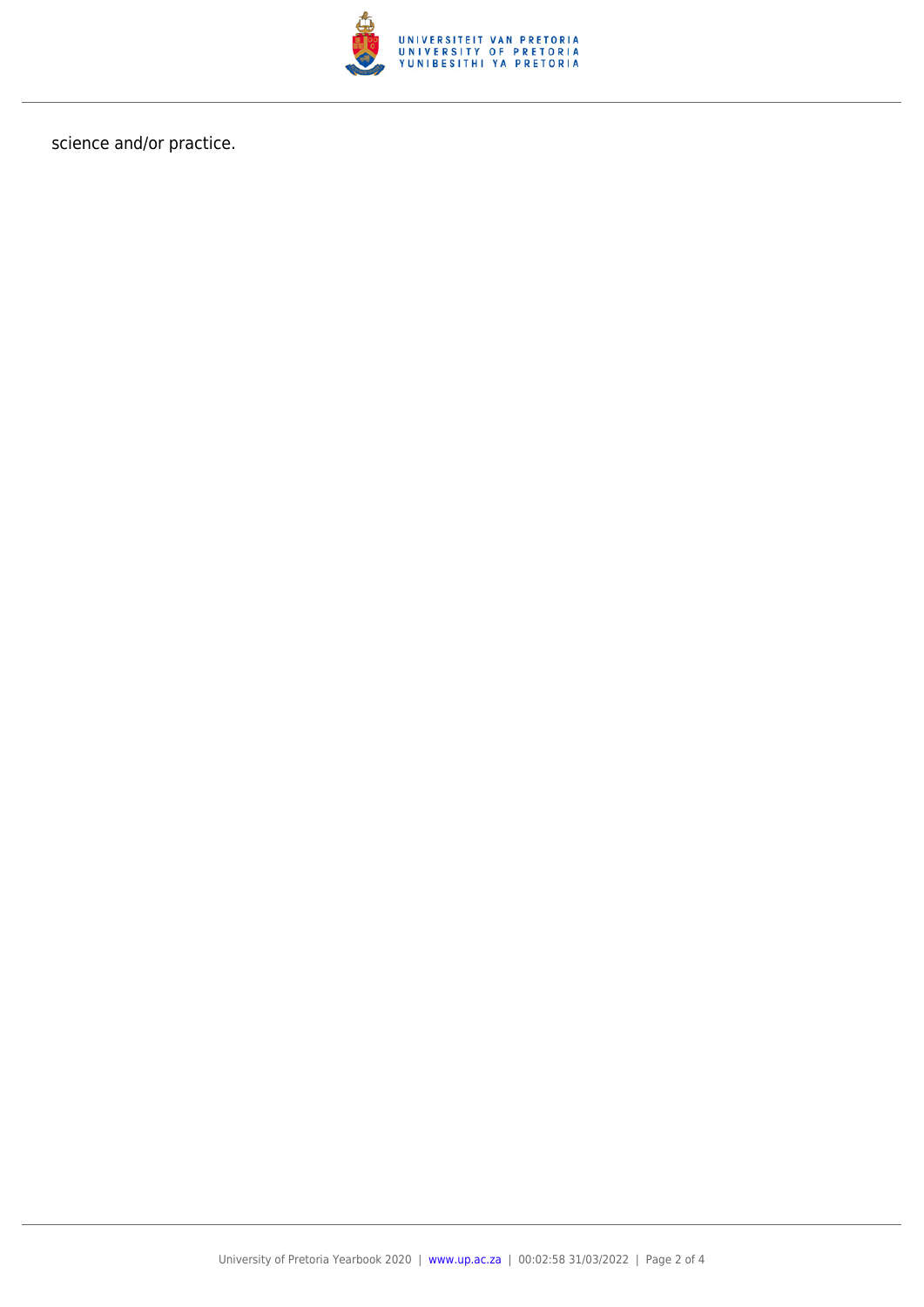science and/or practice.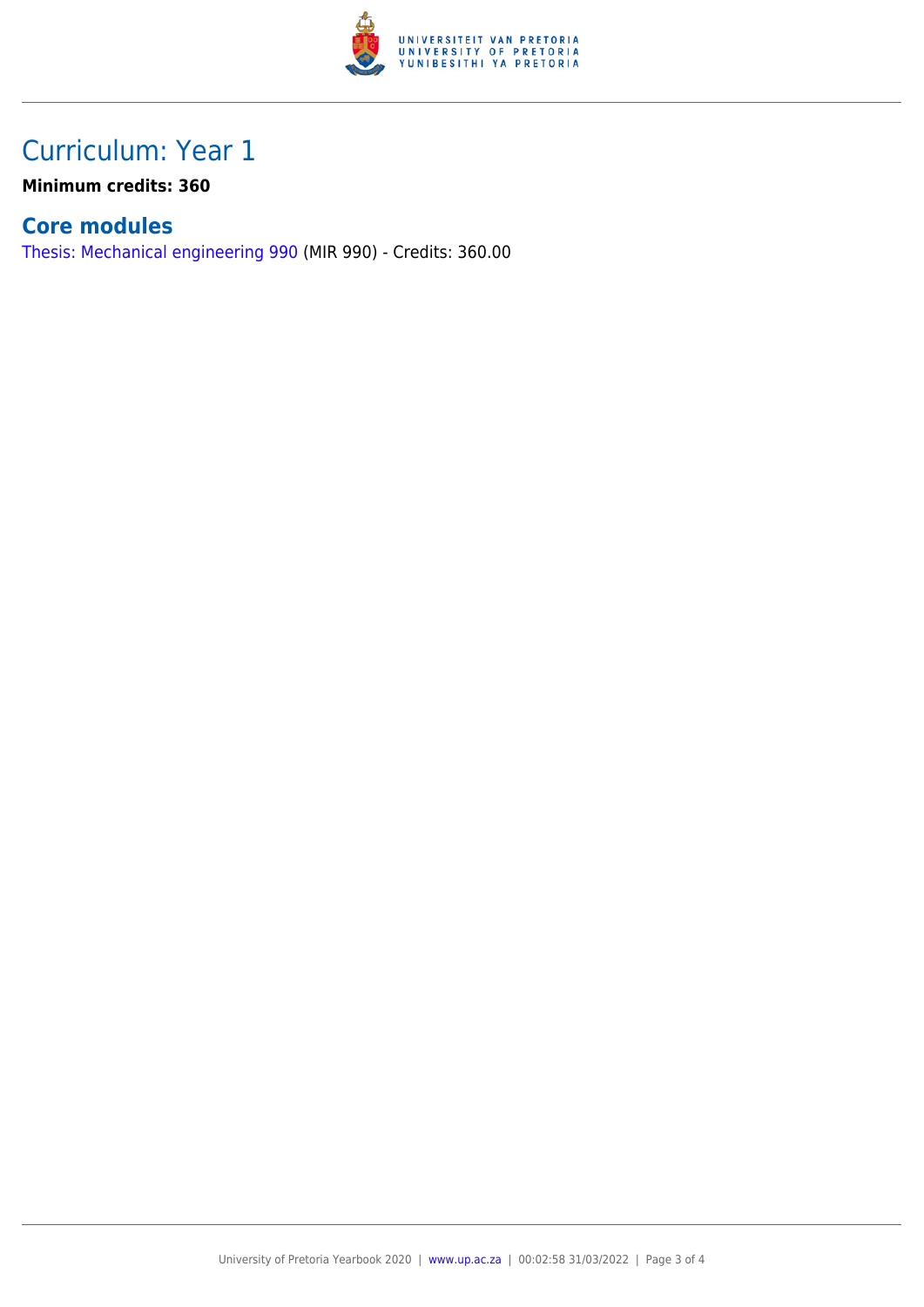# Curriculum: Year 1

**Minimum credits: 360**

## Core modules

Thesis: Mechanical engineering 990 (MIR 990) - Credits: 360.00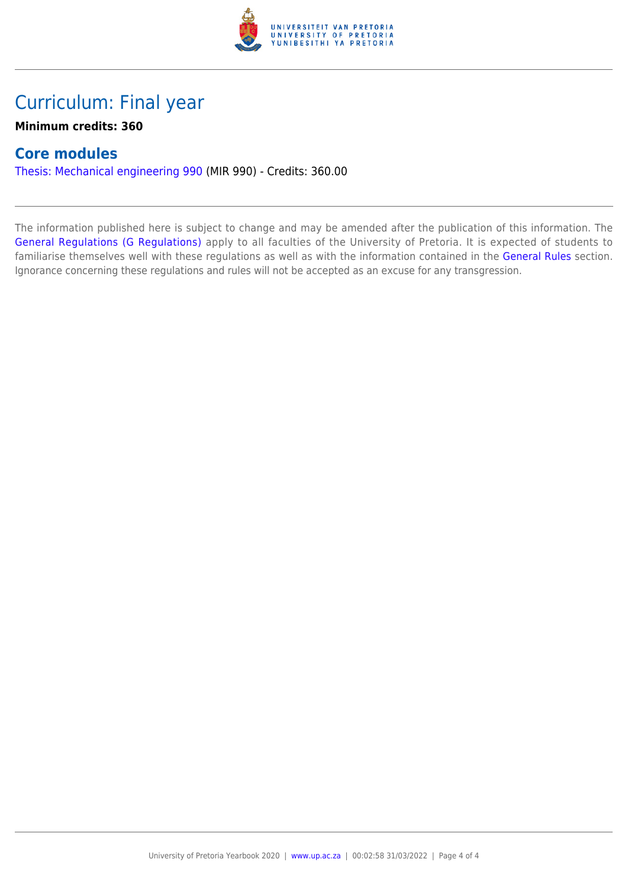## Curriculum: Final year

**Minimum credits: 360**

### Core modules

Thesis: Mechanical engineering 990 (MIR 990) - Credits: 360.00

The information published here is subject to change and may be amended after the publication of this information. The General Regulations (G Regulations) apply to all faculties of the University of Pretoria. It is expected of students to familiarise themselves well with these regulations as well as with the information contained in the General Rules section. Ignorance concerning these regulations and rules will not be accepted as an excuse for any transgression.